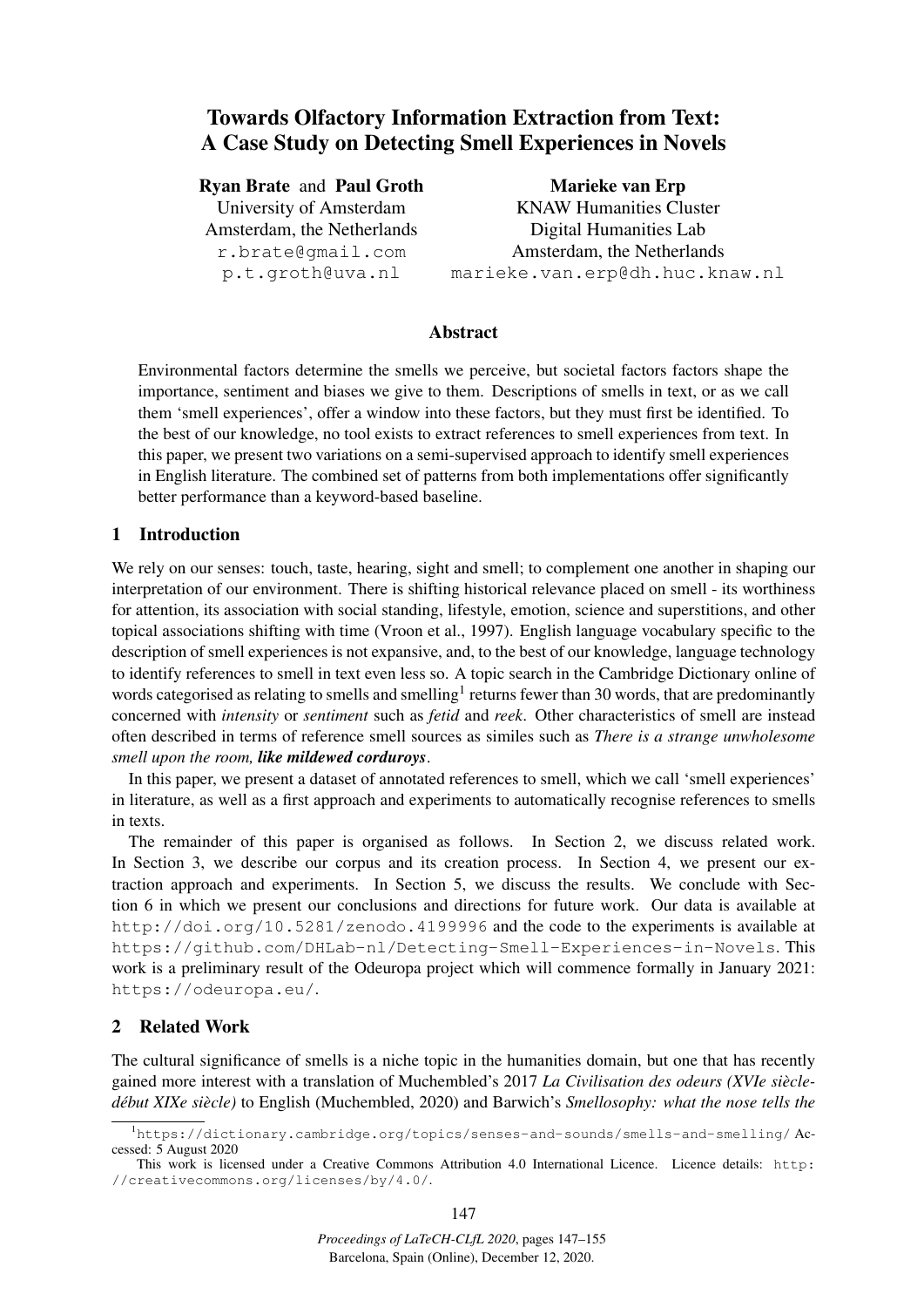# Towards Olfactory Information Extraction from Text: A Case Study on Detecting Smell Experiences in Novels

**Ryan Brate** and **Paul Groth**
University of Amsterdam
Amsterdam, the Netherlands
r.brate@gmail.com
p.t.groth@uva.nl

**Marieke van Erp**
KNAW Humanities Cluster
Digital Humanities Lab
Amsterdam, the Netherlands
marieke.van.erp@dh.huc.knaw.nl

## Abstract

Environmental factors determine the smells we perceive, but societal factors factors shape the importance, sentiment and biases we give to them. Descriptions of smells in text, or as we call them 'smell experiences', offer a window into these factors, but they must first be identified. To the best of our knowledge, no tool exists to extract references to smell experiences from text. In this paper, we present two variations on a semi-supervised approach to identify smell experiences in English literature. The combined set of patterns from both implementations offer significantly better performance than a keyword-based baseline.

## 1 Introduction

We rely on our senses: touch, taste, hearing, sight and smell; to complement one another in shaping our interpretation of our environment. There is shifting historical relevance placed on smell - its worthiness for attention, its association with social standing, lifestyle, emotion, science and superstitions, and other topical associations shifting with time (Vroon et al., 1997). English language vocabulary specific to the description of smell experiences is not expansive, and, to the best of our knowledge, language technology to identify references to smell in text even less so. A topic search in the Cambridge Dictionary online of words categorised as relating to smells and smelling[1] returns fewer than 30 words, that are predominantly concerned with *intensity* or *sentiment* such as *fetid* and *reek*. Other characteristics of smell are instead often described in terms of reference smell sources as similes such as *There is a strange unwholesome smell upon the room, **like mildewed corduroys***.

In this paper, we present a dataset of annotated references to smell, which we call 'smell experiences' in literature, as well as a first approach and experiments to automatically recognise references to smells in texts.

The remainder of this paper is organised as follows. In Section 2, we discuss related work. In Section 3, we describe our corpus and its creation process. In Section 4, we present our extraction approach and experiments. In Section 5, we discuss the results. We conclude with Section 6 in which we present our conclusions and directions for future work. Our data is available at http://doi.org/10.5281/zenodo.4199996 and the code to the experiments is available at https://github.com/DHLab-nl/Detecting-Smell-Experiences-in-Novels. This work is a preliminary result of the Odeuropa project which will commence formally in January 2021: https://odeuropa.eu/.

## 2 Related Work

The cultural significance of smells is a niche topic in the humanities domain, but one that has recently gained more interest with a translation of Muchembled's 2017 *La Civilisation des odeurs (XVIe siècle-début XIXe siècle)* to English (Muchembled, 2020) and Barwich's *Smellosophy: what the nose tells the*

[1] https://dictionary.cambridge.org/topics/senses-and-sounds/smells-and-smelling/ Accessed: 5 August 2020

This work is licensed under a Creative Commons Attribution 4.0 International Licence. Licence details: http://creativecommons.org/licenses/by/4.0/.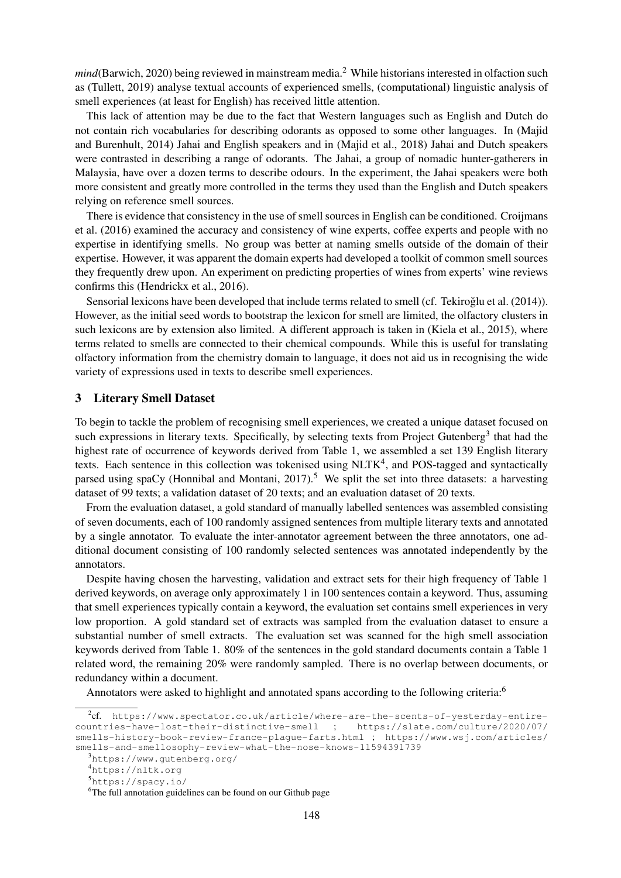*mind*(Barwich, 2020) being reviewed in mainstream media.[2] While historians interested in olfaction such as (Tullett, 2019) analyse textual accounts of experienced smells, (computational) linguistic analysis of smell experiences (at least for English) has received little attention.

This lack of attention may be due to the fact that Western languages such as English and Dutch do not contain rich vocabularies for describing odorants as opposed to some other languages. In (Majid and Burenhult, 2014) Jahai and English speakers and in (Majid et al., 2018) Jahai and Dutch speakers were contrasted in describing a range of odorants. The Jahai, a group of nomadic hunter-gatherers in Malaysia, have over a dozen terms to describe odours. In the experiment, the Jahai speakers were both more consistent and greatly more controlled in the terms they used than the English and Dutch speakers relying on reference smell sources.

There is evidence that consistency in the use of smell sources in English can be conditioned. Croijmans et al. (2016) examined the accuracy and consistency of wine experts, coffee experts and people with no expertise in identifying smells. No group was better at naming smells outside of the domain of their expertise. However, it was apparent the domain experts had developed a toolkit of common smell sources they frequently drew upon. An experiment on predicting properties of wines from experts' wine reviews confirms this (Hendrickx et al., 2016).

Sensorial lexicons have been developed that include terms related to smell (cf. Tekiroğlu et al. (2014)). However, as the initial seed words to bootstrap the lexicon for smell are limited, the olfactory clusters in such lexicons are by extension also limited. A different approach is taken in (Kiela et al., 2015), where terms related to smells are connected to their chemical compounds. While this is useful for translating olfactory information from the chemistry domain to language, it does not aid us in recognising the wide variety of expressions used in texts to describe smell experiences.

## 3 Literary Smell Dataset

To begin to tackle the problem of recognising smell experiences, we created a unique dataset focused on such expressions in literary texts. Specifically, by selecting texts from Project Gutenberg[3] that had the highest rate of occurrence of keywords derived from Table 1, we assembled a set 139 English literary texts. Each sentence in this collection was tokenised using NLTK[4], and POS-tagged and syntactically parsed using spaCy (Honnibal and Montani, 2017).[5] We split the set into three datasets: a harvesting dataset of 99 texts; a validation dataset of 20 texts; and an evaluation dataset of 20 texts.

From the evaluation dataset, a gold standard of manually labelled sentences was assembled consisting of seven documents, each of 100 randomly assigned sentences from multiple literary texts and annotated by a single annotator. To evaluate the inter-annotator agreement between the three annotators, one additional document consisting of 100 randomly selected sentences was annotated independently by the annotators.

Despite having chosen the harvesting, validation and extract sets for their high frequency of Table 1 derived keywords, on average only approximately 1 in 100 sentences contain a keyword. Thus, assuming that smell experiences typically contain a keyword, the evaluation set contains smell experiences in very low proportion. A gold standard set of extracts was sampled from the evaluation dataset to ensure a substantial number of smell extracts. The evaluation set was scanned for the high smell association keywords derived from Table 1. 80% of the sentences in the gold standard documents contain a Table 1 related word, the remaining 20% were randomly sampled. There is no overlap between documents, or redundancy within a document.

Annotators were asked to highlight and annotated spans according to the following criteria:[6]

---

[2] cf. https://www.spectator.co.uk/article/where-are-the-scents-of-yesterday-entire-countries-have-lost-their-distinctive-smell ; https://slate.com/culture/2020/07/smells-history-book-review-france-plague-farts.html ; https://www.wsj.com/articles/smells-and-smellosophy-review-what-the-nose-knows-11594391739

[3] https://www.gutenberg.org/

[4] https://nltk.org

[5] https://spacy.io/

[6] The full annotation guidelines can be found on our Github page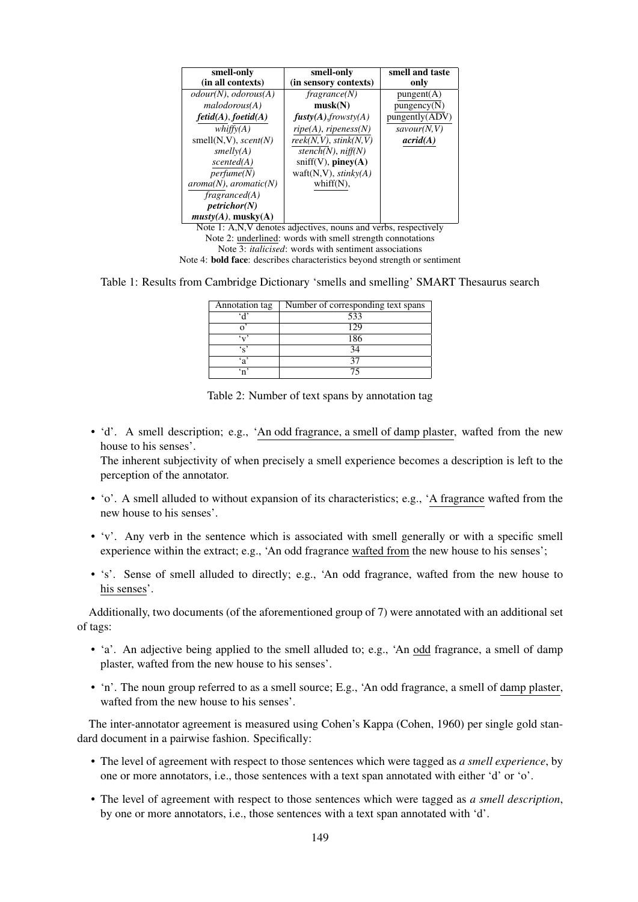| smell-only (in all contexts) | smell-only (in sensory contexts) | smell and taste only |
|---|---|---|
| *odour(N)*, *odorous(A)* | *fragrance(N)* | pungent(A) |
| *malodorous(A)* | **musk(N)** | pungency(N) |
| ***fetid(A)***, ***foetid(A)*** | ***fusty(A)***,*frowsty(A)* | pungently(ADV) |
| *whiffy(A)* | *ripe(A)*, *ripeness(N)* | *savour(N,V)* |
| smell(N,V), *scent(N)* | *reek(N,V)*, *stink(N,V)* | ***acrid(A)*** |
| *smelly(A)* | *stench(N)*, *niff(N)* | |
| *scented(A)* | sniff(V), **piney(A)** | |
| *perfume(N)* | waft(N,V), *stinky(A)* | |
| *aroma(N)*, *aromatic(N)* | whiff(N), | |
| *fragranced(A)* | | |
| ***petrichor(N)*** | | |
| ***musty(A)***, **musky(A)** | | |

Note 1: A,N,V denotes adjectives, nouns and verbs, respectively
Note 2: underlined: words with smell strength connotations
Note 3: *italicised*: words with sentiment associations
Note 4: **bold face**: describes characteristics beyond strength or sentiment

Table 1: Results from Cambridge Dictionary 'smells and smelling' SMART Thesaurus search

| Annotation tag | Number of corresponding text spans |
|---|---|
| 'd' | 533 |
| o' | 129 |
| 'v' | 186 |
| 's' | 34 |
| 'a' | 37 |
| 'n' | 75 |

Table 2: Number of text spans by annotation tag

- 'd'. A smell description; e.g., 'An odd fragrance, a smell of damp plaster, wafted from the new house to his senses'.
  The inherent subjectivity of when precisely a smell experience becomes a description is left to the perception of the annotator.
- 'o'. A smell alluded to without expansion of its characteristics; e.g., 'A fragrance wafted from the new house to his senses'.
- 'v'. Any verb in the sentence which is associated with smell generally or with a specific smell experience within the extract; e.g., 'An odd fragrance wafted from the new house to his senses';
- 's'. Sense of smell alluded to directly; e.g., 'An odd fragrance, wafted from the new house to his senses'.

Additionally, two documents (of the aforementioned group of 7) were annotated with an additional set of tags:

- 'a'. An adjective being applied to the smell alluded to; e.g., 'An odd fragrance, a smell of damp plaster, wafted from the new house to his senses'.
- 'n'. The noun group referred to as a smell source; E.g., 'An odd fragrance, a smell of damp plaster, wafted from the new house to his senses'.

The inter-annotator agreement is measured using Cohen's Kappa (Cohen, 1960) per single gold standard document in a pairwise fashion. Specifically:

- The level of agreement with respect to those sentences which were tagged as *a smell experience*, by one or more annotators, i.e., those sentences with a text span annotated with either 'd' or 'o'.
- The level of agreement with respect to those sentences which were tagged as *a smell description*, by one or more annotators, i.e., those sentences with a text span annotated with 'd'.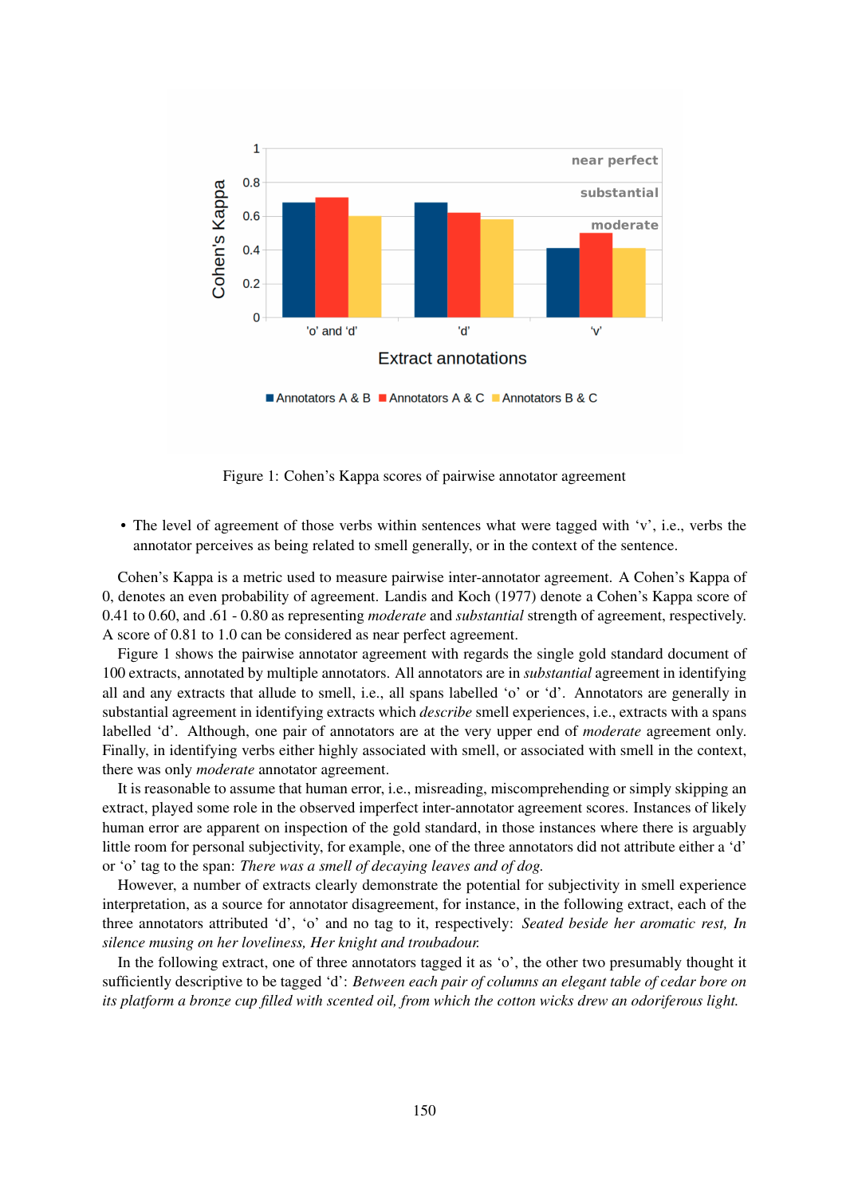Figure 1: Cohen's Kappa scores of pairwise annotator agreement

- The level of agreement of those verbs within sentences what were tagged with 'v', i.e., verbs the annotator perceives as being related to smell generally, or in the context of the sentence.

Cohen's Kappa is a metric used to measure pairwise inter-annotator agreement. A Cohen's Kappa of 0, denotes an even probability of agreement. Landis and Koch (1977) denote a Cohen's Kappa score of 0.41 to 0.60, and .61 - 0.80 as representing *moderate* and *substantial* strength of agreement, respectively. A score of 0.81 to 1.0 can be considered as near perfect agreement.

Figure 1 shows the pairwise annotator agreement with regards the single gold standard document of 100 extracts, annotated by multiple annotators. All annotators are in *substantial* agreement in identifying all and any extracts that allude to smell, i.e., all spans labelled 'o' or 'd'. Annotators are generally in substantial agreement in identifying extracts which *describe* smell experiences, i.e., extracts with a spans labelled 'd'. Although, one pair of annotators are at the very upper end of *moderate* agreement only. Finally, in identifying verbs either highly associated with smell, or associated with smell in the context, there was only *moderate* annotator agreement.

It is reasonable to assume that human error, i.e., misreading, miscomprehending or simply skipping an extract, played some role in the observed imperfect inter-annotator agreement scores. Instances of likely human error are apparent on inspection of the gold standard, in those instances where there is arguably little room for personal subjectivity, for example, one of the three annotators did not attribute either a 'd' or 'o' tag to the span: *There was a smell of decaying leaves and of dog.*

However, a number of extracts clearly demonstrate the potential for subjectivity in smell experience interpretation, as a source for annotator disagreement, for instance, in the following extract, each of the three annotators attributed 'd', 'o' and no tag to it, respectively: *Seated beside her aromatic rest, In silence musing on her loveliness, Her knight and troubadour.*

In the following extract, one of three annotators tagged it as 'o', the other two presumably thought it sufficiently descriptive to be tagged 'd': *Between each pair of columns an elegant table of cedar bore on its platform a bronze cup filled with scented oil, from which the cotton wicks drew an odoriferous light.*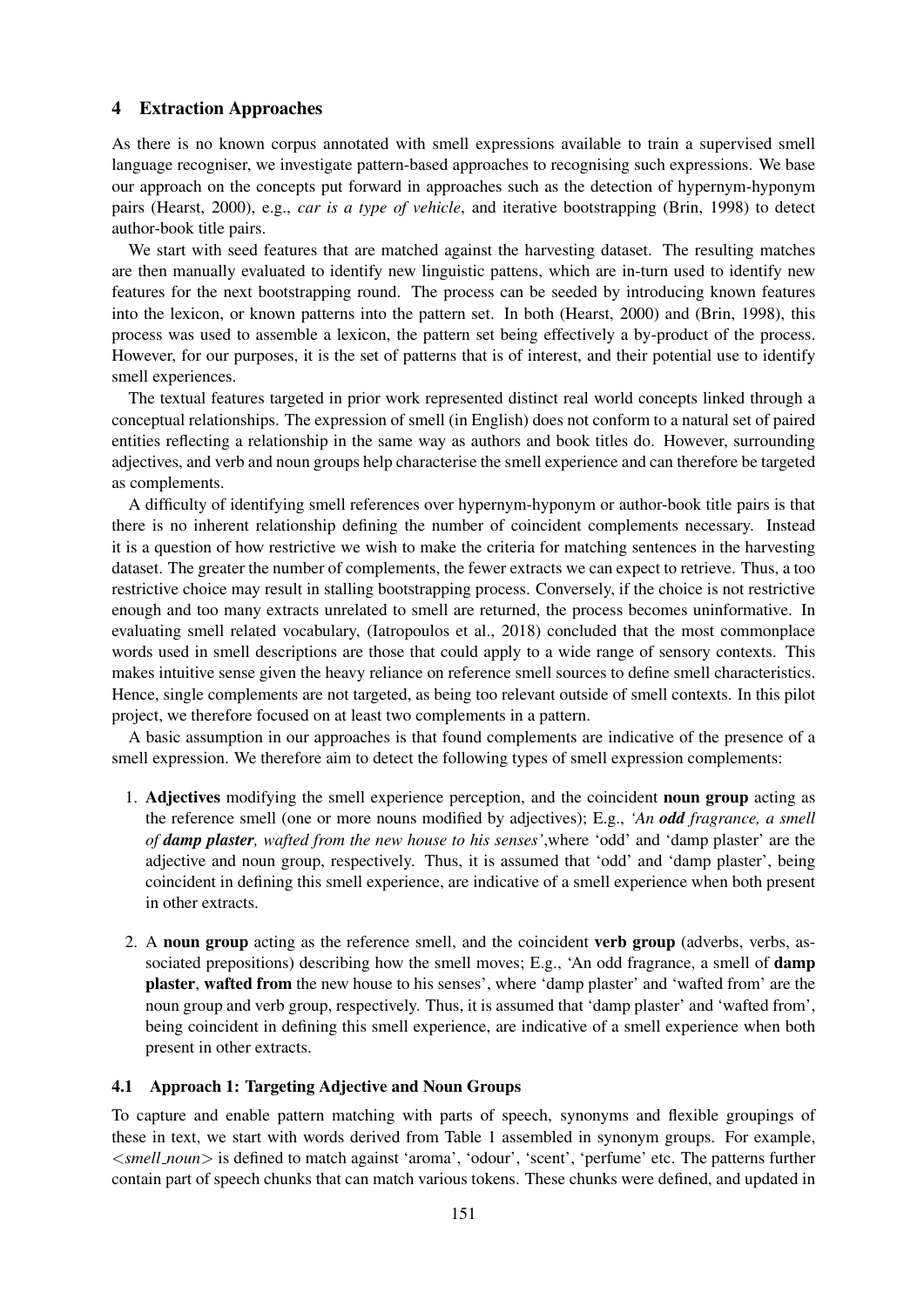## 4 Extraction Approaches

As there is no known corpus annotated with smell expressions available to train a supervised smell language recogniser, we investigate pattern-based approaches to recognising such expressions. We base our approach on the concepts put forward in approaches such as the detection of hypernym-hyponym pairs (Hearst, 2000), e.g., *car is a type of vehicle*, and iterative bootstrapping (Brin, 1998) to detect author-book title pairs.

We start with seed features that are matched against the harvesting dataset. The resulting matches are then manually evaluated to identify new linguistic pattens, which are in-turn used to identify new features for the next bootstrapping round. The process can be seeded by introducing known features into the lexicon, or known patterns into the pattern set. In both (Hearst, 2000) and (Brin, 1998), this process was used to assemble a lexicon, the pattern set being effectively a by-product of the process. However, for our purposes, it is the set of patterns that is of interest, and their potential use to identify smell experiences.

The textual features targeted in prior work represented distinct real world concepts linked through a conceptual relationships. The expression of smell (in English) does not conform to a natural set of paired entities reflecting a relationship in the same way as authors and book titles do. However, surrounding adjectives, and verb and noun groups help characterise the smell experience and can therefore be targeted as complements.

A difficulty of identifying smell references over hypernym-hyponym or author-book title pairs is that there is no inherent relationship defining the number of coincident complements necessary. Instead it is a question of how restrictive we wish to make the criteria for matching sentences in the harvesting dataset. The greater the number of complements, the fewer extracts we can expect to retrieve. Thus, a too restrictive choice may result in stalling bootstrapping process. Conversely, if the choice is not restrictive enough and too many extracts unrelated to smell are returned, the process becomes uninformative. In evaluating smell related vocabulary, (Iatropoulos et al., 2018) concluded that the most commonplace words used in smell descriptions are those that could apply to a wide range of sensory contexts. This makes intuitive sense given the heavy reliance on reference smell sources to define smell characteristics. Hence, single complements are not targeted, as being too relevant outside of smell contexts. In this pilot project, we therefore focused on at least two complements in a pattern.

A basic assumption in our approaches is that found complements are indicative of the presence of a smell expression. We therefore aim to detect the following types of smell expression complements:

1. **Adjectives** modifying the smell experience perception, and the coincident **noun group** acting as the reference smell (one or more nouns modified by adjectives); E.g., *'An **odd** fragrance, a smell of **damp plaster**, wafted from the new house to his senses'*,where 'odd' and 'damp plaster' are the adjective and noun group, respectively. Thus, it is assumed that 'odd' and 'damp plaster', being coincident in defining this smell experience, are indicative of a smell experience when both present in other extracts.

2. A **noun group** acting as the reference smell, and the coincident **verb group** (adverbs, verbs, associated prepositions) describing how the smell moves; E.g., 'An odd fragrance, a smell of **damp plaster**, **wafted from** the new house to his senses', where 'damp plaster' and 'wafted from' are the noun group and verb group, respectively. Thus, it is assumed that 'damp plaster' and 'wafted from', being coincident in defining this smell experience, are indicative of a smell experience when both present in other extracts.

### 4.1 Approach 1: Targeting Adjective and Noun Groups

To capture and enable pattern matching with parts of speech, synonyms and flexible groupings of these in text, we start with words derived from Table 1 assembled in synonym groups. For example, *<smell_noun>* is defined to match against 'aroma', 'odour', 'scent', 'perfume' etc. The patterns further contain part of speech chunks that can match various tokens. These chunks were defined, and updated in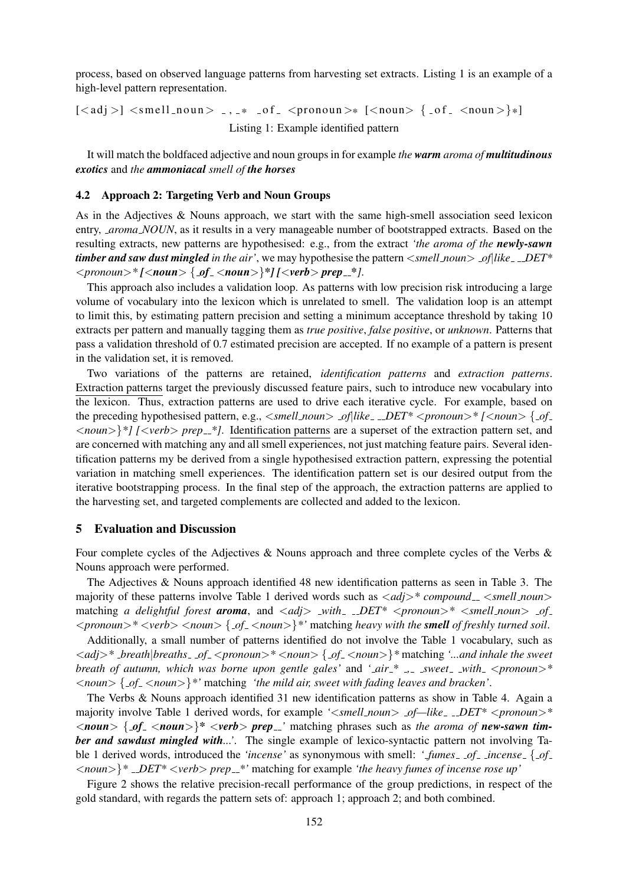process, based on observed language patterns from harvesting set extracts. Listing 1 is an example of a high-level pattern representation.

```
[<adj>] <smell_noun> _,_* _of_ <pronoun>* [<noun> {_of_ <noun>}*]
```

Listing 1: Example identified pattern

It will match the boldfaced adjective and noun groups in for example *the **warm** aroma of **multitudinous exotics*** and *the **ammoniacal** smell of **the horses***

### 4.2 Approach 2: Targeting Verb and Noun Groups

As in the Adjectives & Nouns approach, we start with the same high-smell association seed lexicon entry, *_aroma_NOUN*, as it results in a very manageable number of bootstrapped extracts. Based on the resulting extracts, new patterns are hypothesised: e.g., from the extract *'the aroma of the **newly-sawn timber and saw dust mingled** in the air'*, we may hypothesise the pattern *<smell_noun> _of|like_ _DET* <pronoun>* **[<noun> {_of_ <noun>}*] [<verb> prep_*]***.

This approach also includes a validation loop. As patterns with low precision risk introducing a large volume of vocabulary into the lexicon which is unrelated to smell. The validation loop is an attempt to limit this, by estimating pattern precision and setting a minimum acceptance threshold by taking 10 extracts per pattern and manually tagging them as *true positive*, *false positive*, or *unknown*. Patterns that pass a validation threshold of 0.7 estimated precision are accepted. If no example of a pattern is present in the validation set, it is removed.

Two variations of the patterns are retained, *identification patterns* and *extraction patterns*. <u>Extraction patterns</u> target the previously discussed feature pairs, such to introduce new vocabulary into the lexicon. Thus, extraction patterns are used to drive each iterative cycle. For example, based on the preceding hypothesised pattern, e.g., *<smell_noun> _of|like_ _DET* <pronoun>* [<noun> {_of_ <noun>}*] [<verb> prep_*]*. <u>Identification patterns</u> are a superset of the extraction pattern set, and are concerned with matching any and all smell experiences, not just matching feature pairs. Several identification patterns my be derived from a single hypothesised extraction pattern, expressing the potential variation in matching smell experiences. The identification pattern set is our desired output from the iterative bootstrapping process. In the final step of the approach, the extraction patterns are applied to the harvesting set, and targeted complements are collected and added to the lexicon.

## 5 Evaluation and Discussion

Four complete cycles of the Adjectives & Nouns approach and three complete cycles of the Verbs & Nouns approach were performed.

The Adjectives & Nouns approach identified 48 new identification patterns as seen in Table 3. The majority of these patterns involve Table 1 derived words such as *<adj>* compound_ <smell_noun>* matching *a delightful forest **aroma***, and *<adj> _with_ _DET* <pronoun>* <smell_noun> _of_ <pronoun>* <verb> <noun> {_of_ <noun>}*'* matching *heavy with the **smell** of freshly turned soil*.

Additionally, a small number of patterns identified do not involve the Table 1 vocabulary, such as *<adj>* _breath|breaths_ _of_ <pronoun>* <noun> {_of_ <noun>}** matching *'...and inhale the sweet breath of autumn, which was borne upon gentle gales'* and *'_air_* _,_ _sweet_ _with_ <pronoun>* <noun> {_of_ <noun>}*'* matching *'the mild air, sweet with fading leaves and bracken'*.

The Verbs & Nouns approach identified 31 new identification patterns as show in Table 4. Again a majority involve Table 1 derived words, for example *'<smell_noun> _of—like_ _DET* <pronoun>* **<noun> {_of_ <noun>}* <verb> prep_**'* matching phrases such as *the aroma of **new-sawn timber and sawdust mingled with**...'*. The single example of lexico-syntactic pattern not involving Table 1 derived words, introduced the *'incense'* as synonymous with smell: *'_fumes_ _of_ _incense_ {_of_ <noun>}* _DET* <verb> prep_*'* matching for example *'the heavy fumes of incense rose up'*

Figure 2 shows the relative precision-recall performance of the group predictions, in respect of the gold standard, with regards the pattern sets of: approach 1; approach 2; and both combined.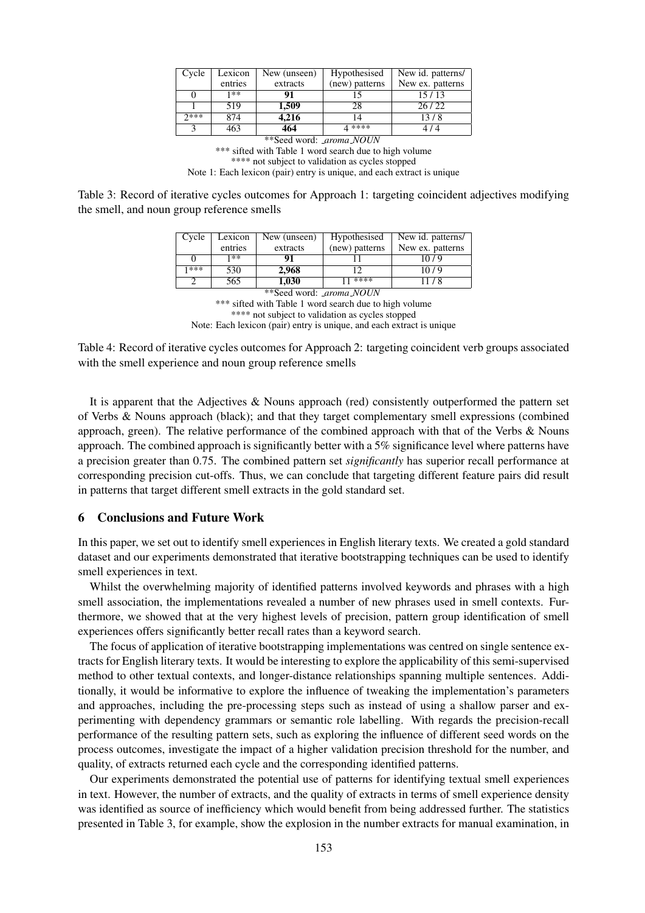| Cycle | Lexicon entries | New (unseen) extracts | Hypothesised (new) patterns | New id. patterns/ New ex. patterns |
|---|---|---|---|---|
| 0 | 1** | **91** | 15 | 15 / 13 |
| 1 | 519 | **1,509** | 28 | 26 / 22 |
| 2*** | 874 | **4,216** | 14 | 13 / 8 |
| 3 | 463 | **464** | 4 **** | 4 / 4 |

**Seed word: _aroma_NOUN

*** sifted with Table 1 word search due to high volume

**** not subject to validation as cycles stopped

Note 1: Each lexicon (pair) entry is unique, and each extract is unique

Table 3: Record of iterative cycles outcomes for Approach 1: targeting coincident adjectives modifying the smell, and noun group reference smells

| Cycle | Lexicon entries | New (unseen) extracts | Hypothesised (new) patterns | New id. patterns/ New ex. patterns |
|---|---|---|---|---|
| 0 | 1** | **91** | 11 | 10 / 9 |
| 1*** | 530 | **2,968** | 12 | 10 / 9 |
| 2 | 565 | **1,030** | 11 **** | 11 / 8 |

**Seed word: _aroma_NOUN

*** sifted with Table 1 word search due to high volume

**** not subject to validation as cycles stopped

Note: Each lexicon (pair) entry is unique, and each extract is unique

Table 4: Record of iterative cycles outcomes for Approach 2: targeting coincident verb groups associated with the smell experience and noun group reference smells

It is apparent that the Adjectives & Nouns approach (red) consistently outperformed the pattern set of Verbs & Nouns approach (black); and that they target complementary smell expressions (combined approach, green). The relative performance of the combined approach with that of the Verbs & Nouns approach. The combined approach is significantly better with a 5% significance level where patterns have a precision greater than 0.75. The combined pattern set *significantly* has superior recall performance at corresponding precision cut-offs. Thus, we can conclude that targeting different feature pairs did result in patterns that target different smell extracts in the gold standard set.

## 6 Conclusions and Future Work

In this paper, we set out to identify smell experiences in English literary texts. We created a gold standard dataset and our experiments demonstrated that iterative bootstrapping techniques can be used to identify smell experiences in text.

Whilst the overwhelming majority of identified patterns involved keywords and phrases with a high smell association, the implementations revealed a number of new phrases used in smell contexts. Furthermore, we showed that at the very highest levels of precision, pattern group identification of smell experiences offers significantly better recall rates than a keyword search.

The focus of application of iterative bootstrapping implementations was centred on single sentence extracts for English literary texts. It would be interesting to explore the applicability of this semi-supervised method to other textual contexts, and longer-distance relationships spanning multiple sentences. Additionally, it would be informative to explore the influence of tweaking the implementation's parameters and approaches, including the pre-processing steps such as instead of using a shallow parser and experimenting with dependency grammars or semantic role labelling. With regards the precision-recall performance of the resulting pattern sets, such as exploring the influence of different seed words on the process outcomes, investigate the impact of a higher validation precision threshold for the number, and quality, of extracts returned each cycle and the corresponding identified patterns.

Our experiments demonstrated the potential use of patterns for identifying textual smell experiences in text. However, the number of extracts, and the quality of extracts in terms of smell experience density was identified as source of inefficiency which would benefit from being addressed further. The statistics presented in Table 3, for example, show the explosion in the number extracts for manual examination, in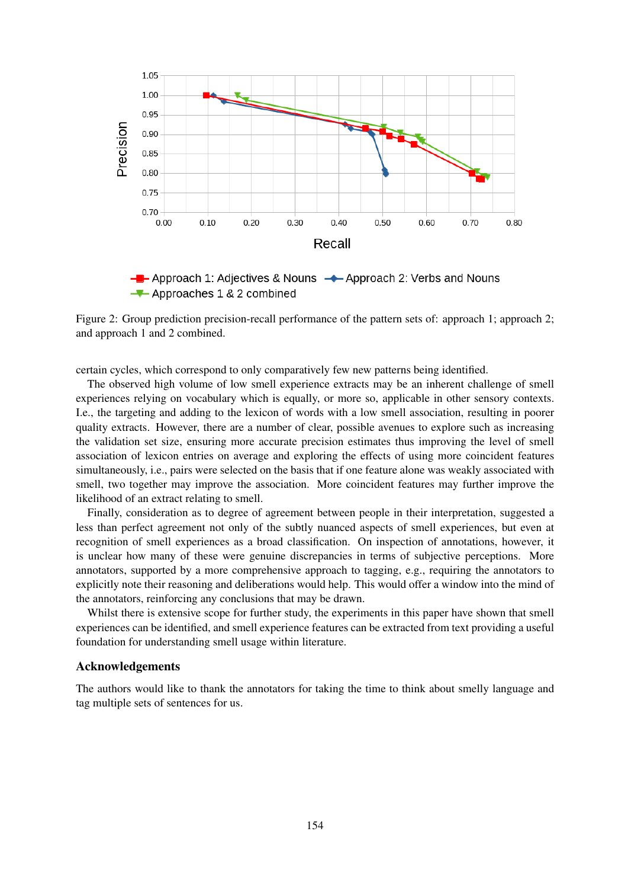Figure 2: Group prediction precision-recall performance of the pattern sets of: approach 1; approach 2; and approach 1 and 2 combined.

certain cycles, which correspond to only comparatively few new patterns being identified.

The observed high volume of low smell experience extracts may be an inherent challenge of smell experiences relying on vocabulary which is equally, or more so, applicable in other sensory contexts. I.e., the targeting and adding to the lexicon of words with a low smell association, resulting in poorer quality extracts. However, there are a number of clear, possible avenues to explore such as increasing the validation set size, ensuring more accurate precision estimates thus improving the level of smell association of lexicon entries on average and exploring the effects of using more coincident features simultaneously, i.e., pairs were selected on the basis that if one feature alone was weakly associated with smell, two together may improve the association. More coincident features may further improve the likelihood of an extract relating to smell.

Finally, consideration as to degree of agreement between people in their interpretation, suggested a less than perfect agreement not only of the subtly nuanced aspects of smell experiences, but even at recognition of smell experiences as a broad classification. On inspection of annotations, however, it is unclear how many of these were genuine discrepancies in terms of subjective perceptions. More annotators, supported by a more comprehensive approach to tagging, e.g., requiring the annotators to explicitly note their reasoning and deliberations would help. This would offer a window into the mind of the annotators, reinforcing any conclusions that may be drawn.

Whilst there is extensive scope for further study, the experiments in this paper have shown that smell experiences can be identified, and smell experience features can be extracted from text providing a useful foundation for understanding smell usage within literature.

## Acknowledgements

The authors would like to thank the annotators for taking the time to think about smelly language and tag multiple sets of sentences for us.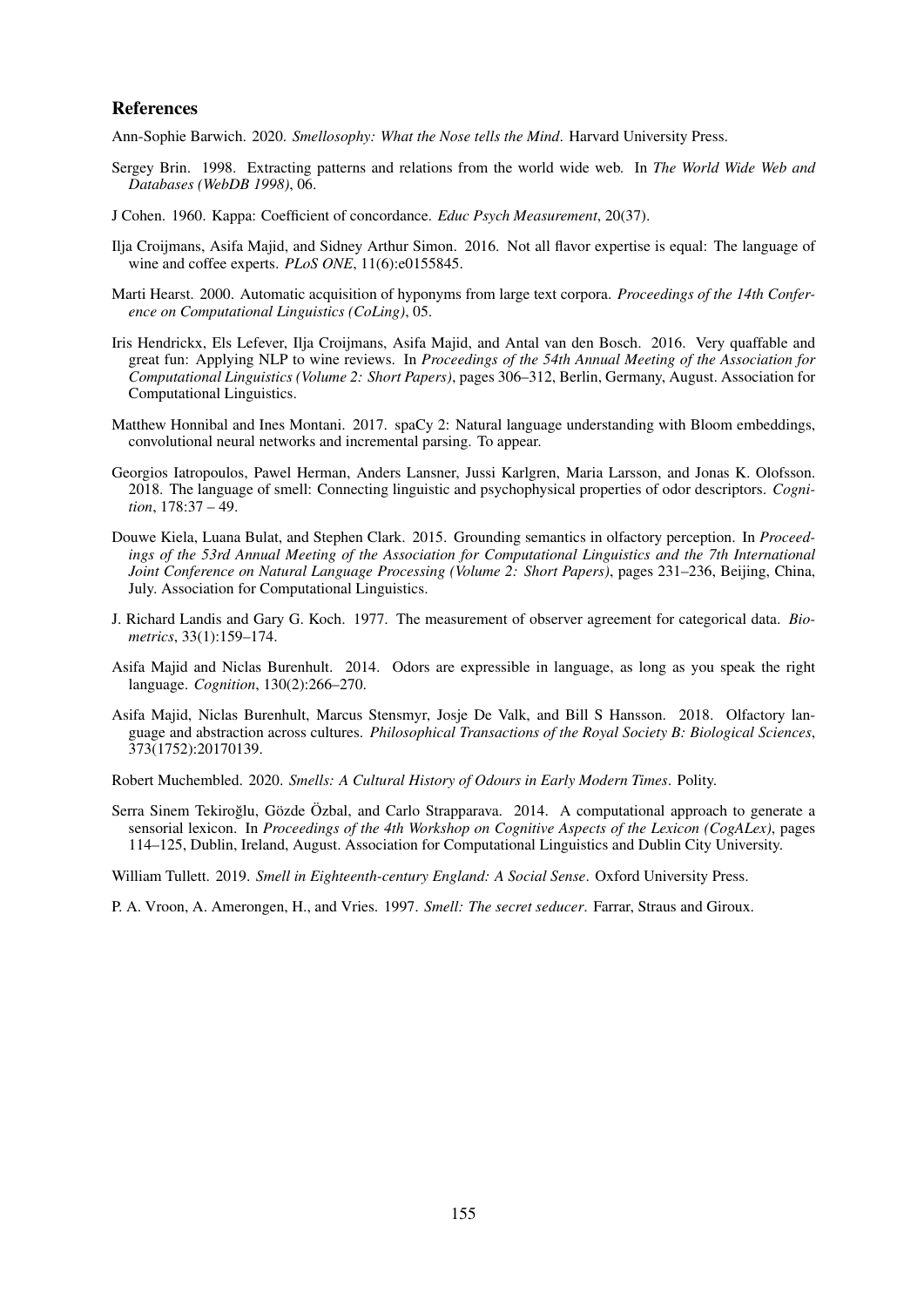## References

Ann-Sophie Barwich. 2020. *Smellosophy: What the Nose tells the Mind*. Harvard University Press.

Sergey Brin. 1998. Extracting patterns and relations from the world wide web. In *The World Wide Web and Databases (WebDB 1998)*, 06.

J Cohen. 1960. Kappa: Coefficient of concordance. *Educ Psych Measurement*, 20(37).

Ilja Croijmans, Asifa Majid, and Sidney Arthur Simon. 2016. Not all flavor expertise is equal: The language of wine and coffee experts. *PLoS ONE*, 11(6):e0155845.

Marti Hearst. 2000. Automatic acquisition of hyponyms from large text corpora. *Proceedings of the 14th Conference on Computational Linguistics (CoLing)*, 05.

Iris Hendrickx, Els Lefever, Ilja Croijmans, Asifa Majid, and Antal van den Bosch. 2016. Very quaffable and great fun: Applying NLP to wine reviews. In *Proceedings of the 54th Annual Meeting of the Association for Computational Linguistics (Volume 2: Short Papers)*, pages 306–312, Berlin, Germany, August. Association for Computational Linguistics.

Matthew Honnibal and Ines Montani. 2017. spaCy 2: Natural language understanding with Bloom embeddings, convolutional neural networks and incremental parsing. To appear.

Georgios Iatropoulos, Pawel Herman, Anders Lansner, Jussi Karlgren, Maria Larsson, and Jonas K. Olofsson. 2018. The language of smell: Connecting linguistic and psychophysical properties of odor descriptors. *Cognition*, 178:37 – 49.

Douwe Kiela, Luana Bulat, and Stephen Clark. 2015. Grounding semantics in olfactory perception. In *Proceedings of the 53rd Annual Meeting of the Association for Computational Linguistics and the 7th International Joint Conference on Natural Language Processing (Volume 2: Short Papers)*, pages 231–236, Beijing, China, July. Association for Computational Linguistics.

J. Richard Landis and Gary G. Koch. 1977. The measurement of observer agreement for categorical data. *Biometrics*, 33(1):159–174.

Asifa Majid and Niclas Burenhult. 2014. Odors are expressible in language, as long as you speak the right language. *Cognition*, 130(2):266–270.

Asifa Majid, Niclas Burenhult, Marcus Stensmyr, Josje De Valk, and Bill S Hansson. 2018. Olfactory language and abstraction across cultures. *Philosophical Transactions of the Royal Society B: Biological Sciences*, 373(1752):20170139.

Robert Muchembled. 2020. *Smells: A Cultural History of Odours in Early Modern Times*. Polity.

Serra Sinem Tekiroğlu, Gözde Özbal, and Carlo Strapparava. 2014. A computational approach to generate a sensorial lexicon. In *Proceedings of the 4th Workshop on Cognitive Aspects of the Lexicon (CogALex)*, pages 114–125, Dublin, Ireland, August. Association for Computational Linguistics and Dublin City University.

William Tullett. 2019. *Smell in Eighteenth-century England: A Social Sense*. Oxford University Press.

P. A. Vroon, A. Amerongen, H., and Vries. 1997. *Smell: The secret seducer*. Farrar, Straus and Giroux.